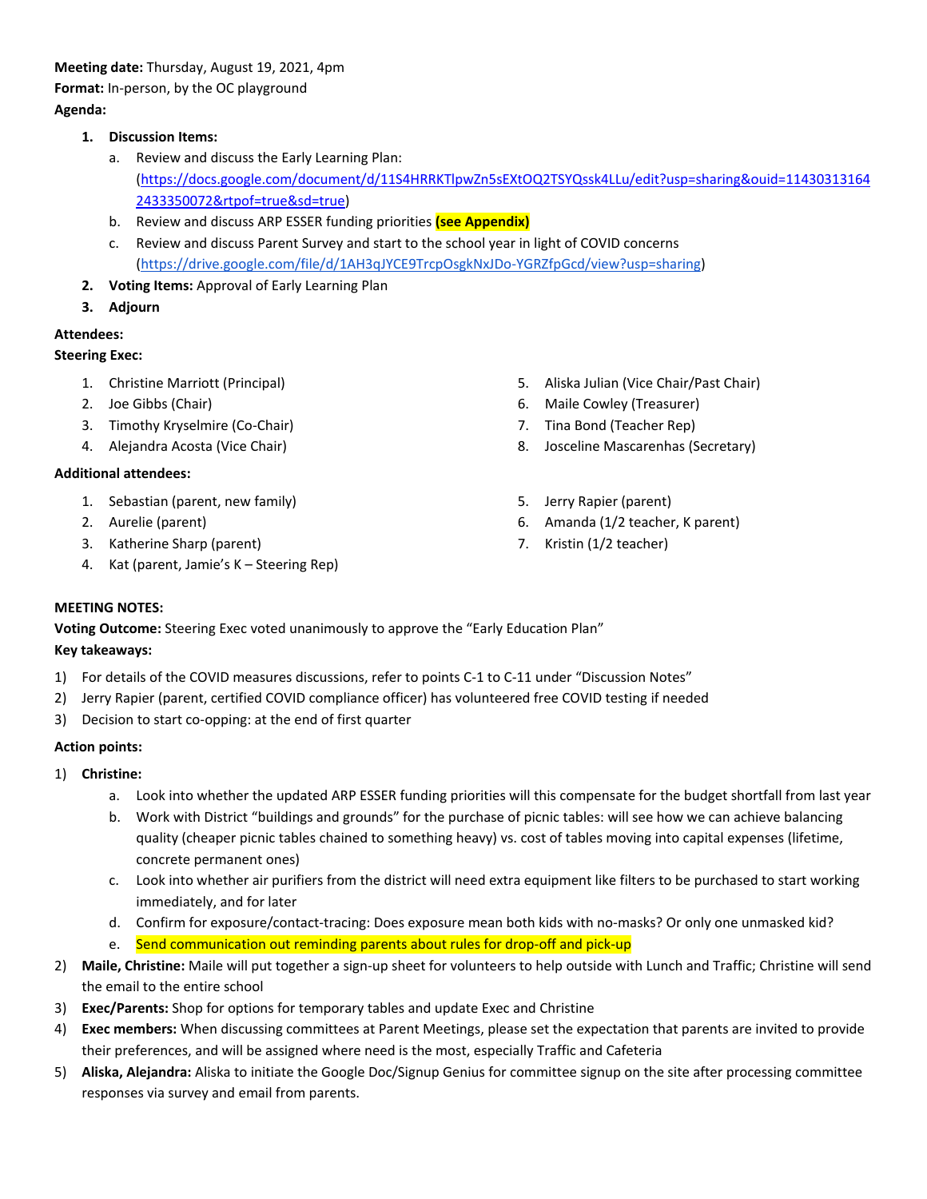**Meeting date:** Thursday, August 19, 2021, 4pm

**Format:** In-person, by the OC playground

**Agenda:**

1. **Discussion Items:**
   a. Review and discuss the Early Learning Plan: (https://docs.google.com/document/d/11S4HRRKTlpwZn5sEXtOQ2TSYQssk4LLu/edit?usp=sharing&ouid=114303131642433350072&rtpof=true&sd=true)
   b. Review and discuss ARP ESSER funding priorities **(see Appendix)**
   c. Review and discuss Parent Survey and start to the school year in light of COVID concerns (https://drive.google.com/file/d/1AH3qJYCE9TrcpOsgkNxJDo-YGRZfpGcd/view?usp=sharing)
2. **Voting Items:** Approval of Early Learning Plan
3. **Adjourn**

**Attendees:**

**Steering Exec:**

1. Christine Marriott (Principal)
2. Joe Gibbs (Chair)
3. Timothy Kryselmire (Co-Chair)
4. Alejandra Acosta (Vice Chair)
5. Aliska Julian (Vice Chair/Past Chair)
6. Maile Cowley (Treasurer)
7. Tina Bond (Teacher Rep)
8. Josceline Mascarenhas (Secretary)

**Additional attendees:**

1. Sebastian (parent, new family)
2. Aurelie (parent)
3. Katherine Sharp (parent)
4. Kat (parent, Jamie's K – Steering Rep)
5. Jerry Rapier (parent)
6. Amanda (1/2 teacher, K parent)
7. Kristin (1/2 teacher)

**MEETING NOTES:**

**Voting Outcome:** Steering Exec voted unanimously to approve the "Early Education Plan"

**Key takeaways:**

1) For details of the COVID measures discussions, refer to points C-1 to C-11 under "Discussion Notes"
2) Jerry Rapier (parent, certified COVID compliance officer) has volunteered free COVID testing if needed
3) Decision to start co-opping: at the end of first quarter

**Action points:**

1) **Christine:**
   a. Look into whether the updated ARP ESSER funding priorities will this compensate for the budget shortfall from last year
   b. Work with District "buildings and grounds" for the purchase of picnic tables: will see how we can achieve balancing quality (cheaper picnic tables chained to something heavy) vs. cost of tables moving into capital expenses (lifetime, concrete permanent ones)
   c. Look into whether air purifiers from the district will need extra equipment like filters to be purchased to start working immediately, and for later
   d. Confirm for exposure/contact-tracing: Does exposure mean both kids with no-masks? Or only one unmasked kid?
   e. Send communication out reminding parents about rules for drop-off and pick-up
2) **Maile, Christine:** Maile will put together a sign-up sheet for volunteers to help outside with Lunch and Traffic; Christine will send the email to the entire school
3) **Exec/Parents:** Shop for options for temporary tables and update Exec and Christine
4) **Exec members:** When discussing committees at Parent Meetings, please set the expectation that parents are invited to provide their preferences, and will be assigned where need is the most, especially Traffic and Cafeteria
5) **Aliska, Alejandra:** Aliska to initiate the Google Doc/Signup Genius for committee signup on the site after processing committee responses via survey and email from parents.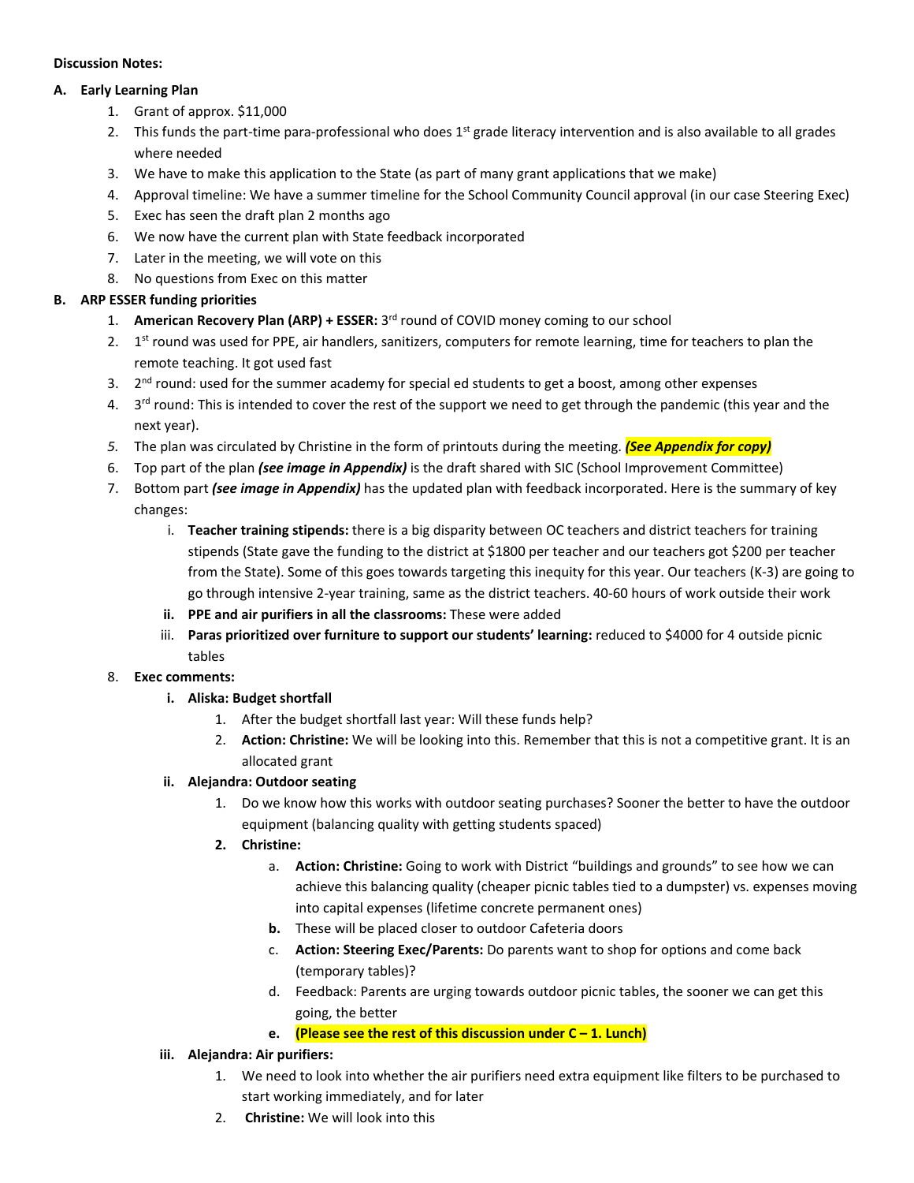**Discussion Notes:**

**A. Early Learning Plan**

1. Grant of approx. $11,000
2. This funds the part-time para-professional who does 1st grade literacy intervention and is also available to all grades where needed
3. We have to make this application to the State (as part of many grant applications that we make)
4. Approval timeline: We have a summer timeline for the School Community Council approval (in our case Steering Exec)
5. Exec has seen the draft plan 2 months ago
6. We now have the current plan with State feedback incorporated
7. Later in the meeting, we will vote on this
8. No questions from Exec on this matter

**B. ARP ESSER funding priorities**

1. **American Recovery Plan (ARP) + ESSER:** 3rd round of COVID money coming to our school
2. 1st round was used for PPE, air handlers, sanitizers, computers for remote learning, time for teachers to plan the remote teaching. It got used fast
3. 2nd round: used for the summer academy for special ed students to get a boost, among other expenses
4. 3rd round: This is intended to cover the rest of the support we need to get through the pandemic (this year and the next year).
5. The plan was circulated by Christine in the form of printouts during the meeting. ***(See Appendix for copy)***
6. Top part of the plan ***(see image in Appendix)*** is the draft shared with SIC (School Improvement Committee)
7. Bottom part ***(see image in Appendix)*** has the updated plan with feedback incorporated. Here is the summary of key changes:
   i. **Teacher training stipends:** there is a big disparity between OC teachers and district teachers for training stipends (State gave the funding to the district at $1800 per teacher and our teachers got $200 per teacher from the State). Some of this goes towards targeting this inequity for this year. Our teachers (K-3) are going to go through intensive 2-year training, same as the district teachers. 40-60 hours of work outside their work
   ii. **PPE and air purifiers in all the classrooms:** These were added
   iii. **Paras prioritized over furniture to support our students' learning:** reduced to $4000 for 4 outside picnic tables
8. **Exec comments:**
   i. **Aliska: Budget shortfall**
      1. After the budget shortfall last year: Will these funds help?
      2. **Action: Christine:** We will be looking into this. Remember that this is not a competitive grant. It is an allocated grant
   ii. **Alejandra: Outdoor seating**
      1. Do we know how this works with outdoor seating purchases? Sooner the better to have the outdoor equipment (balancing quality with getting students spaced)
      2. **Christine:**
         a. **Action: Christine:** Going to work with District "buildings and grounds" to see how we can achieve this balancing quality (cheaper picnic tables tied to a dumpster) vs. expenses moving into capital expenses (lifetime concrete permanent ones)
         b. These will be placed closer to outdoor Cafeteria doors
         c. **Action: Steering Exec/Parents:** Do parents want to shop for options and come back (temporary tables)?
         d. Feedback: Parents are urging towards outdoor picnic tables, the sooner we can get this going, the better
         e. **(Please see the rest of this discussion under C – 1. Lunch)**
   iii. **Alejandra: Air purifiers:**
      1. We need to look into whether the air purifiers need extra equipment like filters to be purchased to start working immediately, and for later
      2. **Christine:** We will look into this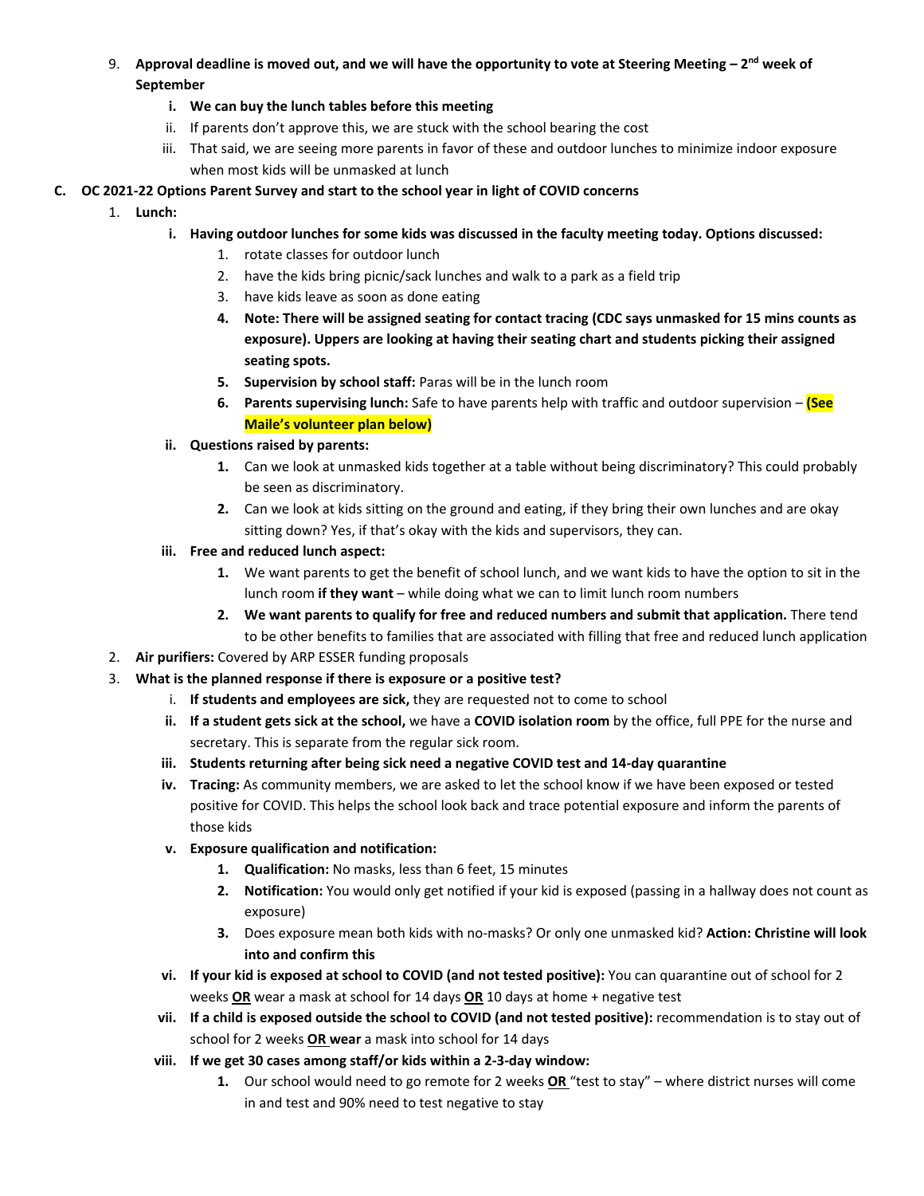9. **Approval deadline is moved out, and we will have the opportunity to vote at Steering Meeting – 2nd week of September**
    i. **We can buy the lunch tables before this meeting**
    ii. If parents don't approve this, we are stuck with the school bearing the cost
    iii. That said, we are seeing more parents in favor of these and outdoor lunches to minimize indoor exposure when most kids will be unmasked at lunch

**C. OC 2021-22 Options Parent Survey and start to the school year in light of COVID concerns**

1. **Lunch:**
    i. **Having outdoor lunches for some kids was discussed in the faculty meeting today. Options discussed:**
        1. rotate classes for outdoor lunch
        2. have the kids bring picnic/sack lunches and walk to a park as a field trip
        3. have kids leave as soon as done eating
        4. **Note: There will be assigned seating for contact tracing (CDC says unmasked for 15 mins counts as exposure). Uppers are looking at having their seating chart and students picking their assigned seating spots.**
        5. **Supervision by school staff:** Paras will be in the lunch room
        6. **Parents supervising lunch:** Safe to have parents help with traffic and outdoor supervision – **(See Maile's volunteer plan below)**
    ii. **Questions raised by parents:**
        1. Can we look at unmasked kids together at a table without being discriminatory? This could probably be seen as discriminatory.
        2. Can we look at kids sitting on the ground and eating, if they bring their own lunches and are okay sitting down? Yes, if that's okay with the kids and supervisors, they can.
    iii. **Free and reduced lunch aspect:**
        1. We want parents to get the benefit of school lunch, and we want kids to have the option to sit in the lunch room **if they want** – while doing what we can to limit lunch room numbers
        2. **We want parents to qualify for free and reduced numbers and submit that application.** There tend to be other benefits to families that are associated with filling that free and reduced lunch application
2. **Air purifiers:** Covered by ARP ESSER funding proposals
3. **What is the planned response if there is exposure or a positive test?**
    i. **If students and employees are sick,** they are requested not to come to school
    ii. **If a student gets sick at the school,** we have a **COVID isolation room** by the office, full PPE for the nurse and secretary. This is separate from the regular sick room.
    iii. **Students returning after being sick need a negative COVID test and 14-day quarantine**
    iv. **Tracing:** As community members, we are asked to let the school know if we have been exposed or tested positive for COVID. This helps the school look back and trace potential exposure and inform the parents of those kids
    v. **Exposure qualification and notification:**
        1. **Qualification:** No masks, less than 6 feet, 15 minutes
        2. **Notification:** You would only get notified if your kid is exposed (passing in a hallway does not count as exposure)
        3. Does exposure mean both kids with no-masks? Or only one unmasked kid? **Action: Christine will look into and confirm this**
    vi. **If your kid is exposed at school to COVID (and not tested positive):** You can quarantine out of school for 2 weeks **OR** wear a mask at school for 14 days **OR** 10 days at home + negative test
    vii. **If a child is exposed outside the school to COVID (and not tested positive):** recommendation is to stay out of school for 2 weeks **OR wear** a mask into school for 14 days
    viii. **If we get 30 cases among staff/or kids within a 2-3-day window:**
        1. Our school would need to go remote for 2 weeks **OR** "test to stay" – where district nurses will come in and test and 90% need to test negative to stay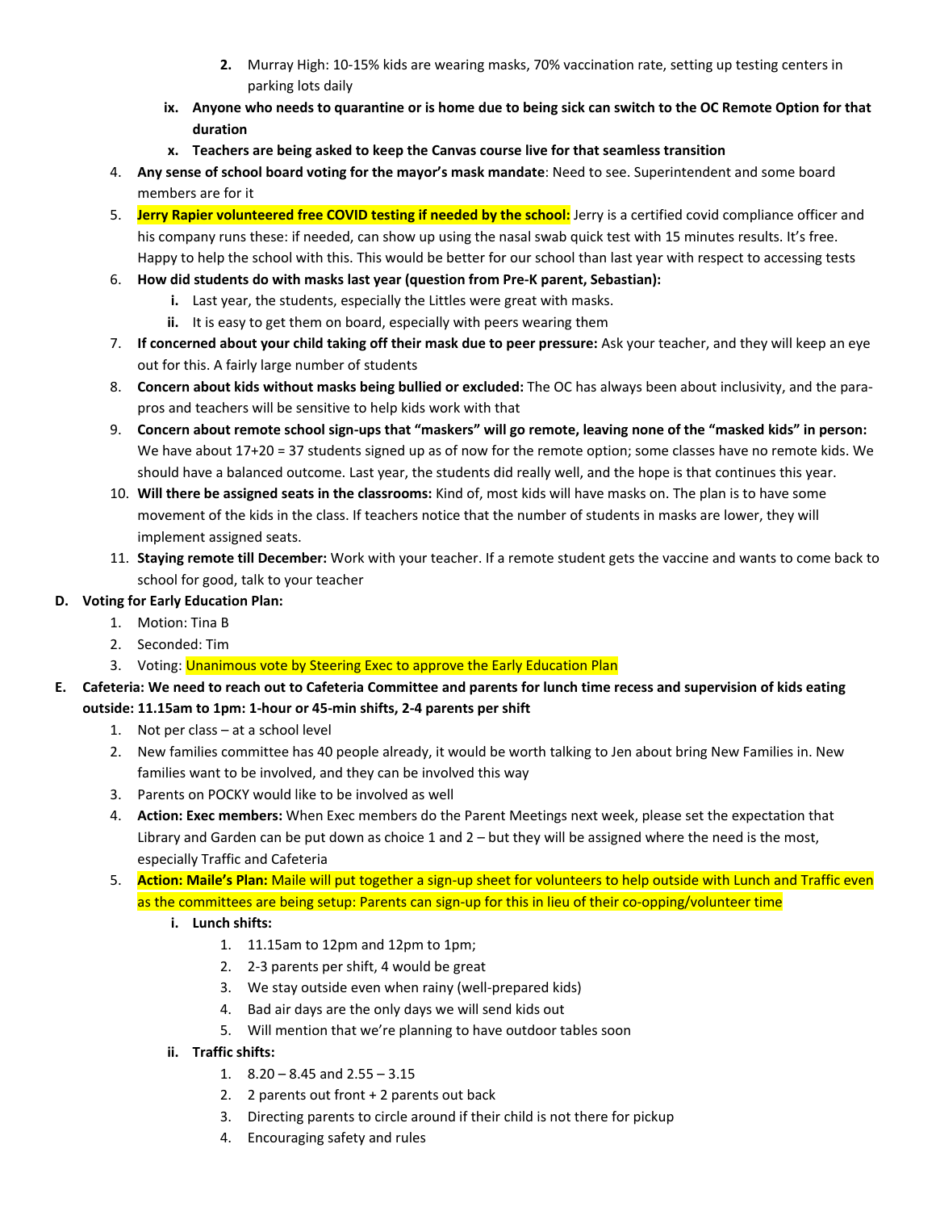2. Murray High: 10-15% kids are wearing masks, 70% vaccination rate, setting up testing centers in parking lots daily

    ix. **Anyone who needs to quarantine or is home due to being sick can switch to the OC Remote Option for that duration**

    x. **Teachers are being asked to keep the Canvas course live for that seamless transition**

4. **Any sense of school board voting for the mayor's mask mandate**: Need to see. Superintendent and some board members are for it
5. **Jerry Rapier volunteered free COVID testing if needed by the school:** Jerry is a certified covid compliance officer and his company runs these: if needed, can show up using the nasal swab quick test with 15 minutes results. It's free. Happy to help the school with this. This would be better for our school than last year with respect to accessing tests
6. **How did students do with masks last year (question from Pre-K parent, Sebastian):**
    i. Last year, the students, especially the Littles were great with masks.
    ii. It is easy to get them on board, especially with peers wearing them
7. **If concerned about your child taking off their mask due to peer pressure:** Ask your teacher, and they will keep an eye out for this. A fairly large number of students
8. **Concern about kids without masks being bullied or excluded:** The OC has always been about inclusivity, and the para-pros and teachers will be sensitive to help kids work with that
9. **Concern about remote school sign-ups that "maskers" will go remote, leaving none of the "masked kids" in person:** We have about 17+20 = 37 students signed up as of now for the remote option; some classes have no remote kids. We should have a balanced outcome. Last year, the students did really well, and the hope is that continues this year.
10. **Will there be assigned seats in the classrooms:** Kind of, most kids will have masks on. The plan is to have some movement of the kids in the class. If teachers notice that the number of students in masks are lower, they will implement assigned seats.
11. **Staying remote till December:** Work with your teacher. If a remote student gets the vaccine and wants to come back to school for good, talk to your teacher

**D. Voting for Early Education Plan:**

1. Motion: Tina B
2. Seconded: Tim
3. Voting: Unanimous vote by Steering Exec to approve the Early Education Plan

**E. Cafeteria: We need to reach out to Cafeteria Committee and parents for lunch time recess and supervision of kids eating outside: 11.15am to 1pm: 1-hour or 45-min shifts, 2-4 parents per shift**

1. Not per class – at a school level
2. New families committee has 40 people already, it would be worth talking to Jen about bring New Families in. New families want to be involved, and they can be involved this way
3. Parents on POCKY would like to be involved as well
4. **Action: Exec members:** When Exec members do the Parent Meetings next week, please set the expectation that Library and Garden can be put down as choice 1 and 2 – but they will be assigned where the need is the most, especially Traffic and Cafeteria
5. **Action: Maile's Plan:** Maile will put together a sign-up sheet for volunteers to help outside with Lunch and Traffic even as the committees are being setup: Parents can sign-up for this in lieu of their co-opping/volunteer time
    i. **Lunch shifts:**
        1. 11.15am to 12pm and 12pm to 1pm;
        2. 2-3 parents per shift, 4 would be great
        3. We stay outside even when rainy (well-prepared kids)
        4. Bad air days are the only days we will send kids out
        5. Will mention that we're planning to have outdoor tables soon
    ii. **Traffic shifts:**
        1. 8.20 – 8.45 and 2.55 – 3.15
        2. 2 parents out front + 2 parents out back
        3. Directing parents to circle around if their child is not there for pickup
        4. Encouraging safety and rules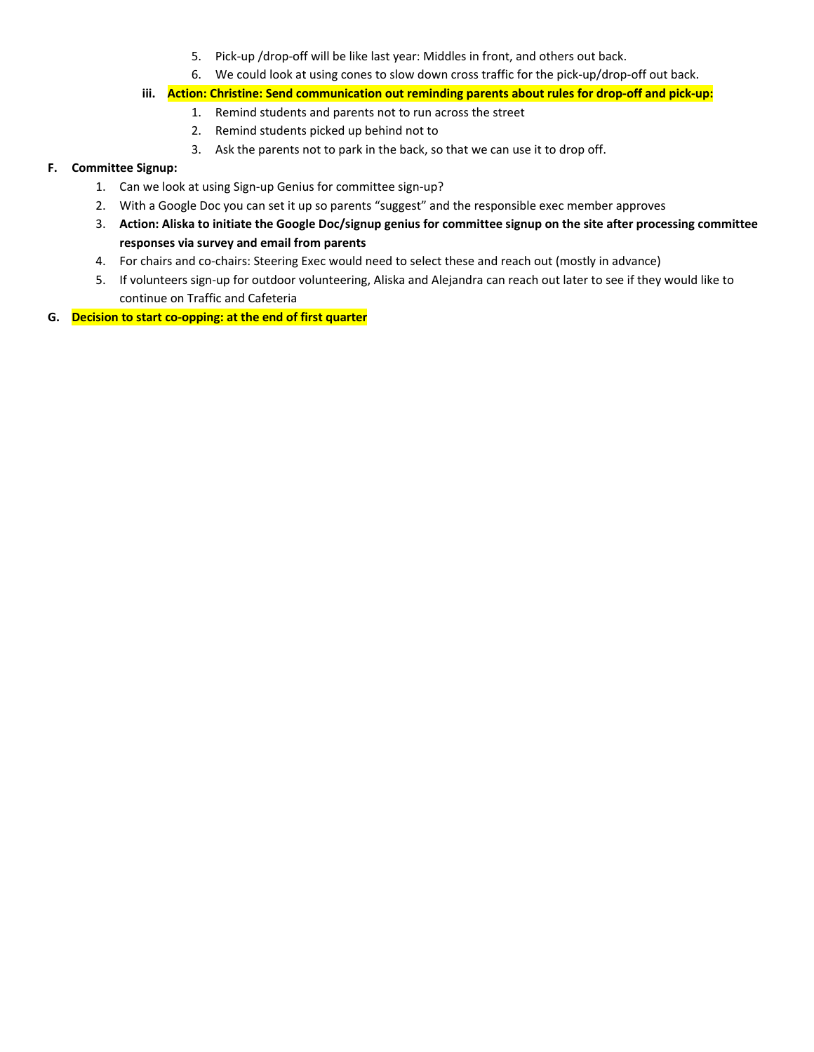5. Pick-up /drop-off will be like last year: Middles in front, and others out back.
6. We could look at using cones to slow down cross traffic for the pick-up/drop-off out back.

iii. **Action: Christine: Send communication out reminding parents about rules for drop-off and pick-up:**

1. Remind students and parents not to run across the street
2. Remind students picked up behind not to
3. Ask the parents not to park in the back, so that we can use it to drop off.

**F. Committee Signup:**

1. Can we look at using Sign-up Genius for committee sign-up?
2. With a Google Doc you can set it up so parents "suggest" and the responsible exec member approves
3. **Action: Aliska to initiate the Google Doc/signup genius for committee signup on the site after processing committee responses via survey and email from parents**
4. For chairs and co-chairs: Steering Exec would need to select these and reach out (mostly in advance)
5. If volunteers sign-up for outdoor volunteering, Aliska and Alejandra can reach out later to see if they would like to continue on Traffic and Cafeteria

**G. Decision to start co-opping: at the end of first quarter**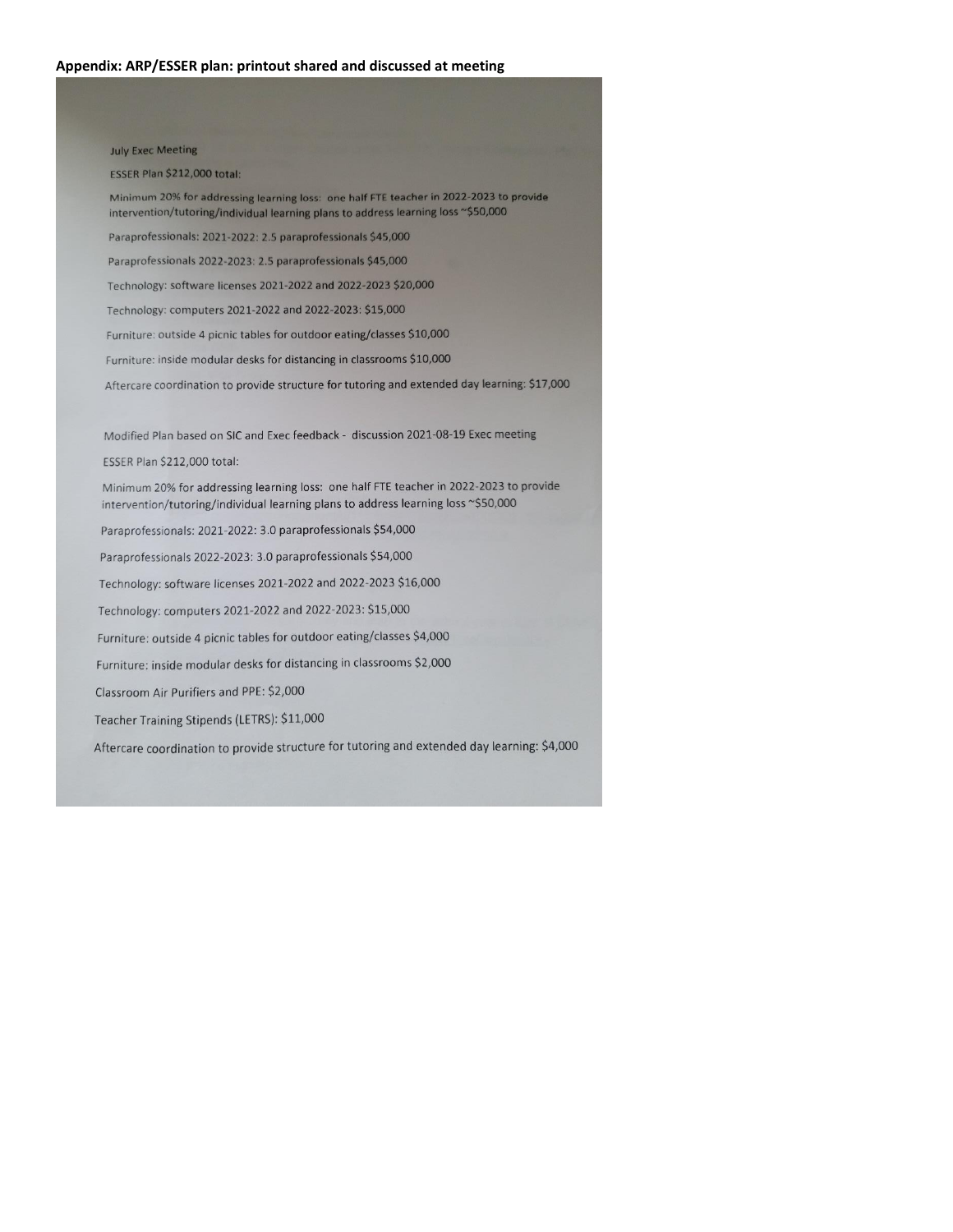**Appendix: ARP/ESSER plan: printout shared and discussed at meeting**

July Exec Meeting

ESSER Plan $212,000 total:

Minimum 20% for addressing learning loss: one half FTE teacher in 2022-2023 to provide intervention/tutoring/individual learning plans to address learning loss ~$50,000

Paraprofessionals: 2021-2022: 2.5 paraprofessionals $45,000

Paraprofessionals 2022-2023: 2.5 paraprofessionals $45,000

Technology: software licenses 2021-2022 and 2022-2023 $20,000

Technology: computers 2021-2022 and 2022-2023: $15,000

Furniture: outside 4 picnic tables for outdoor eating/classes $10,000

Furniture: inside modular desks for distancing in classrooms $10,000

Aftercare coordination to provide structure for tutoring and extended day learning: $17,000

Modified Plan based on SIC and Exec feedback - discussion 2021-08-19 Exec meeting

ESSER Plan $212,000 total:

Minimum 20% for addressing learning loss: one half FTE teacher in 2022-2023 to provide intervention/tutoring/individual learning plans to address learning loss ~$50,000

Paraprofessionals: 2021-2022: 3.0 paraprofessionals $54,000

Paraprofessionals 2022-2023: 3.0 paraprofessionals $54,000

Technology: software licenses 2021-2022 and 2022-2023 $16,000

Technology: computers 2021-2022 and 2022-2023: $15,000

Furniture: outside 4 picnic tables for outdoor eating/classes $4,000

Furniture: inside modular desks for distancing in classrooms $2,000

Classroom Air Purifiers and PPE: $2,000

Teacher Training Stipends (LETRS): $11,000

Aftercare coordination to provide structure for tutoring and extended day learning: $4,000